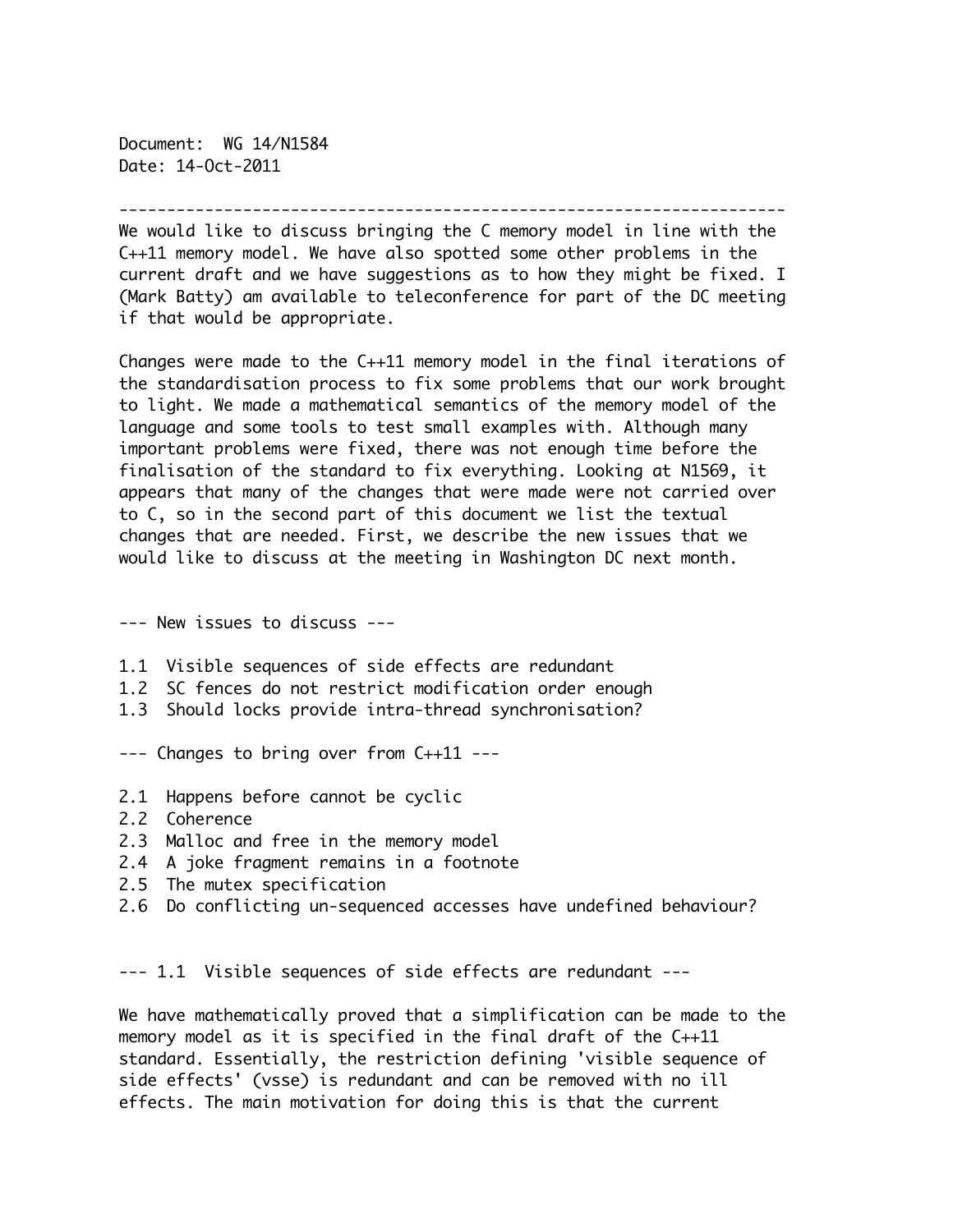Document: WG 14/N1584
Date: 14-Oct-2011

---

We would like to discuss bringing the C memory model in line with the C++11 memory model. We have also spotted some other problems in the current draft and we have suggestions as to how they might be fixed. I (Mark Batty) am available to teleconference for part of the DC meeting if that would be appropriate.

Changes were made to the C++11 memory model in the final iterations of the standardisation process to fix some problems that our work brought to light. We made a mathematical semantics of the memory model of the language and some tools to test small examples with. Although many important problems were fixed, there was not enough time before the finalisation of the standard to fix everything. Looking at N1569, it appears that many of the changes that were made were not carried over to C, so in the second part of this document we list the textual changes that are needed. First, we describe the new issues that we would like to discuss at the meeting in Washington DC next month.

--- New issues to discuss ---

1.1 Visible sequences of side effects are redundant
1.2 SC fences do not restrict modification order enough
1.3 Should locks provide intra-thread synchronisation?

--- Changes to bring over from C++11 ---

2.1 Happens before cannot be cyclic
2.2 Coherence
2.3 Malloc and free in the memory model
2.4 A joke fragment remains in a footnote
2.5 The mutex specification
2.6 Do conflicting un-sequenced accesses have undefined behaviour?

--- 1.1 Visible sequences of side effects are redundant ---

We have mathematically proved that a simplification can be made to the memory model as it is specified in the final draft of the C++11 standard. Essentially, the restriction defining 'visible sequence of side effects' (vsse) is redundant and can be removed with no ill effects. The main motivation for doing this is that the current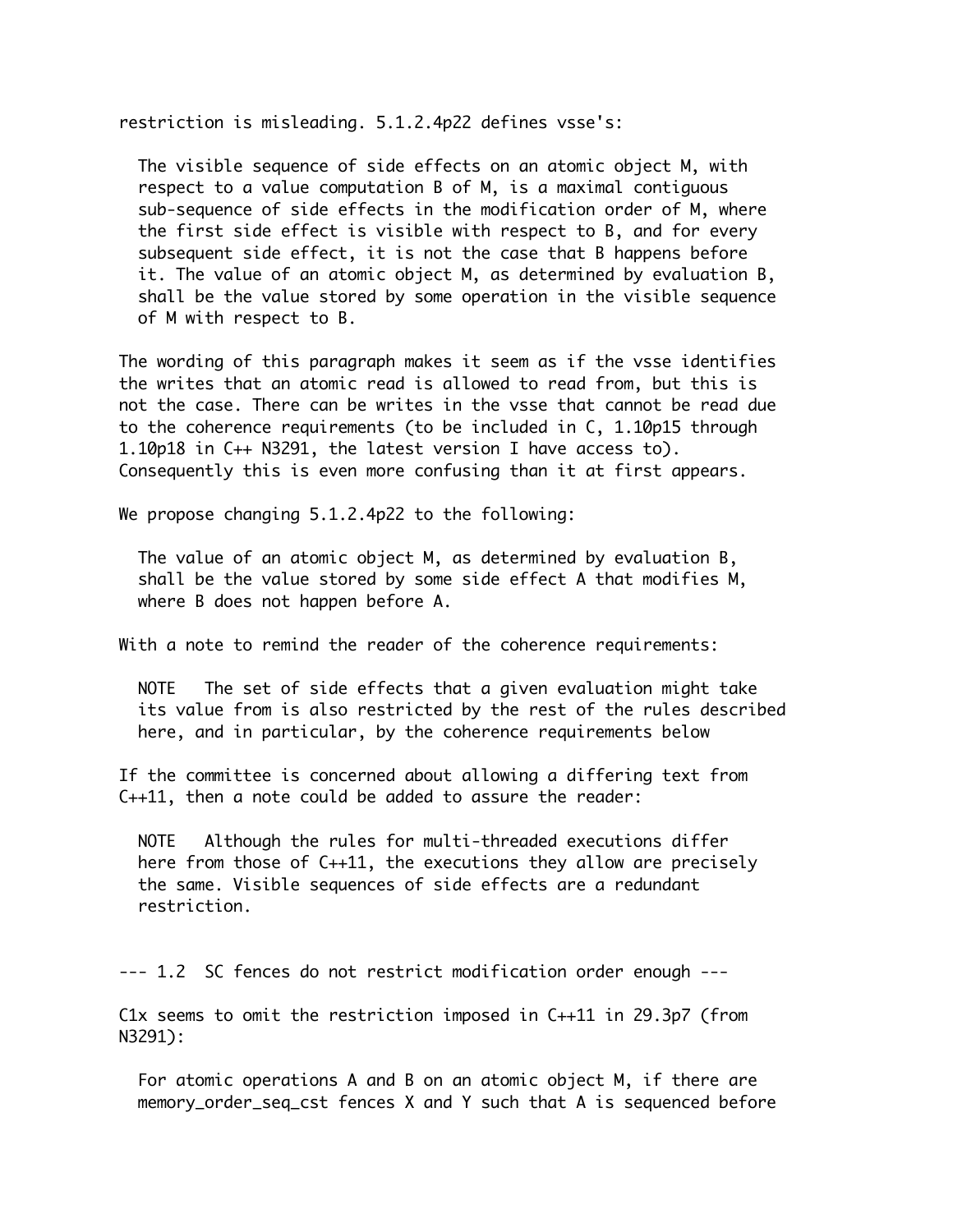restriction is misleading. 5.1.2.4p22 defines vsse's:

> The visible sequence of side effects on an atomic object M, with respect to a value computation B of M, is a maximal contiguous sub-sequence of side effects in the modification order of M, where the first side effect is visible with respect to B, and for every subsequent side effect, it is not the case that B happens before it. The value of an atomic object M, as determined by evaluation B, shall be the value stored by some operation in the visible sequence of M with respect to B.

The wording of this paragraph makes it seem as if the vsse identifies the writes that an atomic read is allowed to read from, but this is not the case. There can be writes in the vsse that cannot be read due to the coherence requirements (to be included in C, 1.10p15 through 1.10p18 in C++ N3291, the latest version I have access to). Consequently this is even more confusing than it at first appears.

We propose changing 5.1.2.4p22 to the following:

> The value of an atomic object M, as determined by evaluation B, shall be the value stored by some side effect A that modifies M, where B does not happen before A.

With a note to remind the reader of the coherence requirements:

> NOTE The set of side effects that a given evaluation might take its value from is also restricted by the rest of the rules described here, and in particular, by the coherence requirements below

If the committee is concerned about allowing a differing text from C++11, then a note could be added to assure the reader:

> NOTE Although the rules for multi-threaded executions differ here from those of C++11, the executions they allow are precisely the same. Visible sequences of side effects are a redundant restriction.

## --- 1.2 SC fences do not restrict modification order enough ---

C1x seems to omit the restriction imposed in C++11 in 29.3p7 (from N3291):

> For atomic operations A and B on an atomic object M, if there are memory_order_seq_cst fences X and Y such that A is sequenced before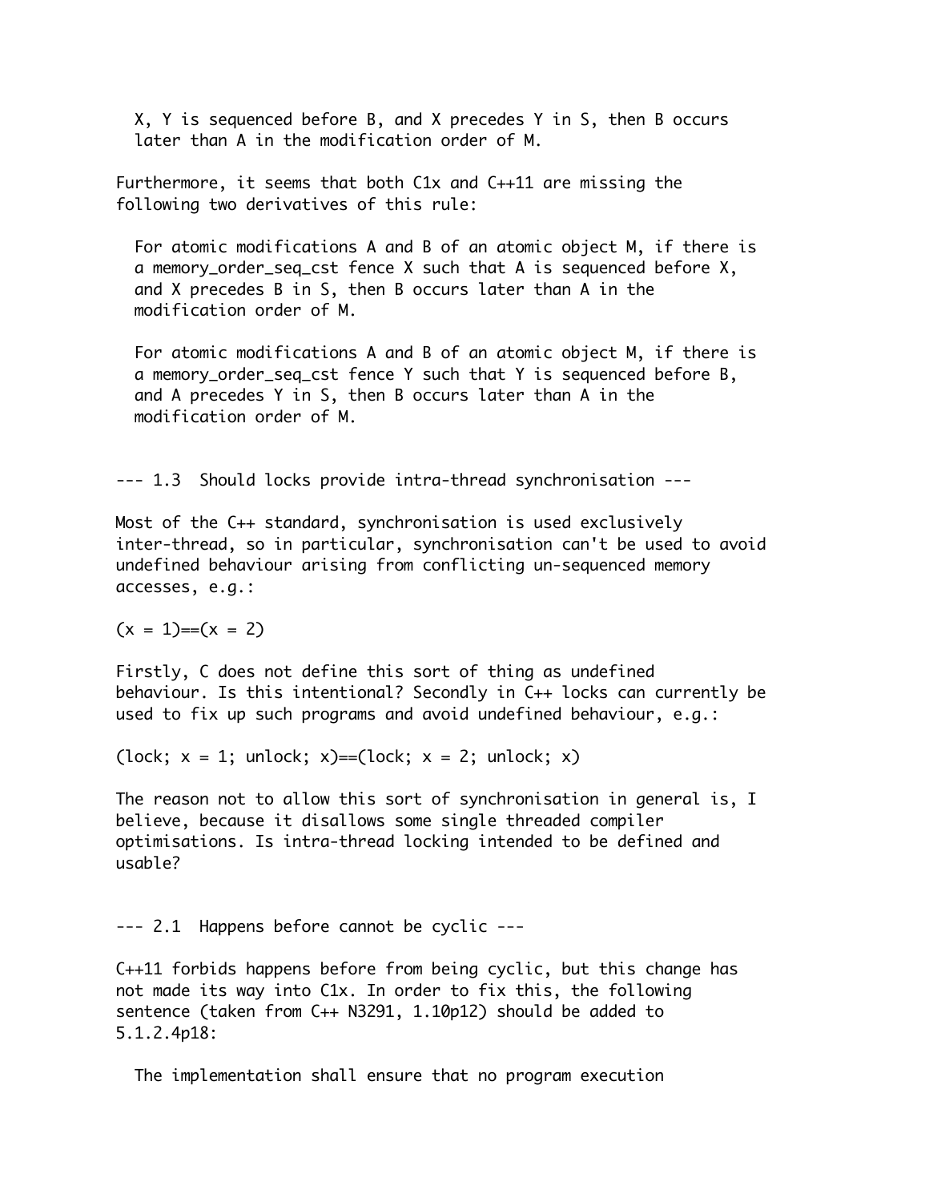X, Y is sequenced before B, and X precedes Y in S, then B occurs later than A in the modification order of M.

Furthermore, it seems that both C1x and C++11 are missing the following two derivatives of this rule:

For atomic modifications A and B of an atomic object M, if there is a memory_order_seq_cst fence X such that A is sequenced before X, and X precedes B in S, then B occurs later than A in the modification order of M.

For atomic modifications A and B of an atomic object M, if there is a memory_order_seq_cst fence Y such that Y is sequenced before B, and A precedes Y in S, then B occurs later than A in the modification order of M.

### --- 1.3 Should locks provide intra-thread synchronisation ---

Most of the C++ standard, synchronisation is used exclusively inter-thread, so in particular, synchronisation can't be used to avoid undefined behaviour arising from conflicting un-sequenced memory accesses, e.g.:

```
(x = 1)==(x = 2)
```

Firstly, C does not define this sort of thing as undefined behaviour. Is this intentional? Secondly in C++ locks can currently be used to fix up such programs and avoid undefined behaviour, e.g.:

```
(lock; x = 1; unlock; x)==(lock; x = 2; unlock; x)
```

The reason not to allow this sort of synchronisation in general is, I believe, because it disallows some single threaded compiler optimisations. Is intra-thread locking intended to be defined and usable?

### --- 2.1 Happens before cannot be cyclic ---

C++11 forbids happens before from being cyclic, but this change has not made its way into C1x. In order to fix this, the following sentence (taken from C++ N3291, 1.10p12) should be added to 5.1.2.4p18:

The implementation shall ensure that no program execution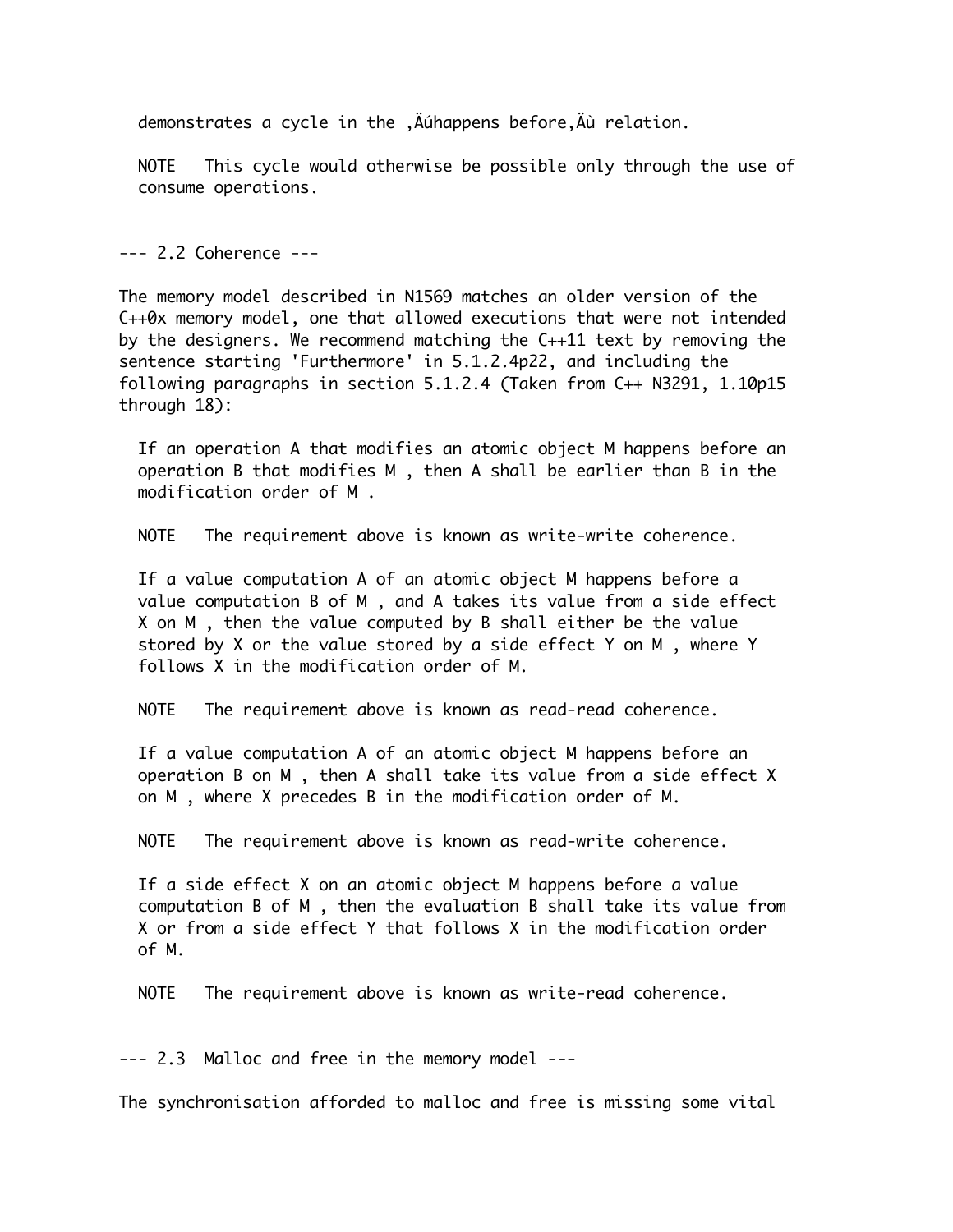demonstrates a cycle in the ‚Äúhappens before‚Äù relation.

NOTE   This cycle would otherwise be possible only through the use of consume operations.

## --- 2.2 Coherence ---

The memory model described in N1569 matches an older version of the C++0x memory model, one that allowed executions that were not intended by the designers. We recommend matching the C++11 text by removing the sentence starting 'Furthermore' in 5.1.2.4p22, and including the following paragraphs in section 5.1.2.4 (Taken from C++ N3291, 1.10p15 through 18):

> If an operation A that modifies an atomic object M happens before an operation B that modifies M , then A shall be earlier than B in the modification order of M .
>
> NOTE   The requirement above is known as write-write coherence.
>
> If a value computation A of an atomic object M happens before a value computation B of M , and A takes its value from a side effect X on M , then the value computed by B shall either be the value stored by X or the value stored by a side effect Y on M , where Y follows X in the modification order of M.
>
> NOTE   The requirement above is known as read-read coherence.
>
> If a value computation A of an atomic object M happens before an operation B on M , then A shall take its value from a side effect X on M , where X precedes B in the modification order of M.
>
> NOTE   The requirement above is known as read-write coherence.
>
> If a side effect X on an atomic object M happens before a value computation B of M , then the evaluation B shall take its value from X or from a side effect Y that follows X in the modification order of M.
>
> NOTE   The requirement above is known as write-read coherence.

## --- 2.3  Malloc and free in the memory model ---

The synchronisation afforded to malloc and free is missing some vital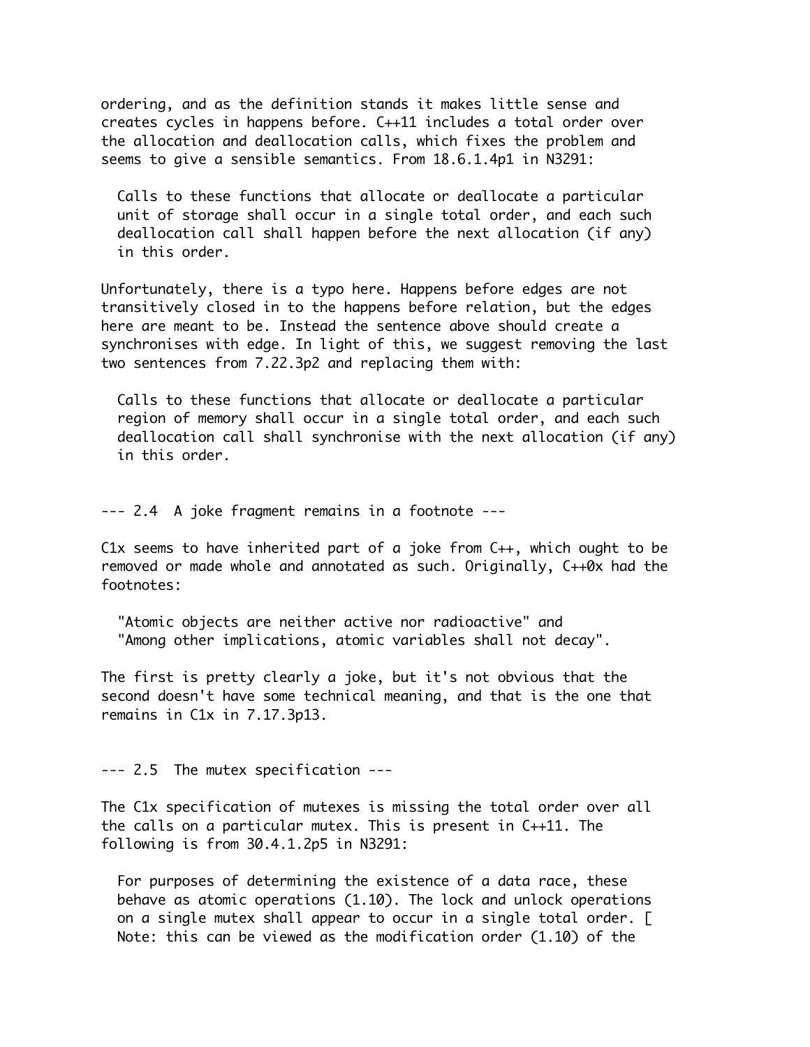ordering, and as the definition stands it makes little sense and creates cycles in happens before. C++11 includes a total order over the allocation and deallocation calls, which fixes the problem and seems to give a sensible semantics. From 18.6.1.4p1 in N3291:

> Calls to these functions that allocate or deallocate a particular unit of storage shall occur in a single total order, and each such deallocation call shall happen before the next allocation (if any) in this order.

Unfortunately, there is a typo here. Happens before edges are not transitively closed in to the happens before relation, but the edges here are meant to be. Instead the sentence above should create a synchronises with edge. In light of this, we suggest removing the last two sentences from 7.22.3p2 and replacing them with:

> Calls to these functions that allocate or deallocate a particular region of memory shall occur in a single total order, and each such deallocation call shall synchronise with the next allocation (if any) in this order.

### --- 2.4 A joke fragment remains in a footnote ---

C1x seems to have inherited part of a joke from C++, which ought to be removed or made whole and annotated as such. Originally, C++0x had the footnotes:

> "Atomic objects are neither active nor radioactive" and
> "Among other implications, atomic variables shall not decay".

The first is pretty clearly a joke, but it's not obvious that the second doesn't have some technical meaning, and that is the one that remains in C1x in 7.17.3p13.

### --- 2.5 The mutex specification ---

The C1x specification of mutexes is missing the total order over all the calls on a particular mutex. This is present in C++11. The following is from 30.4.1.2p5 in N3291:

> For purposes of determining the existence of a data race, these behave as atomic operations (1.10). The lock and unlock operations on a single mutex shall appear to occur in a single total order. [ Note: this can be viewed as the modification order (1.10) of the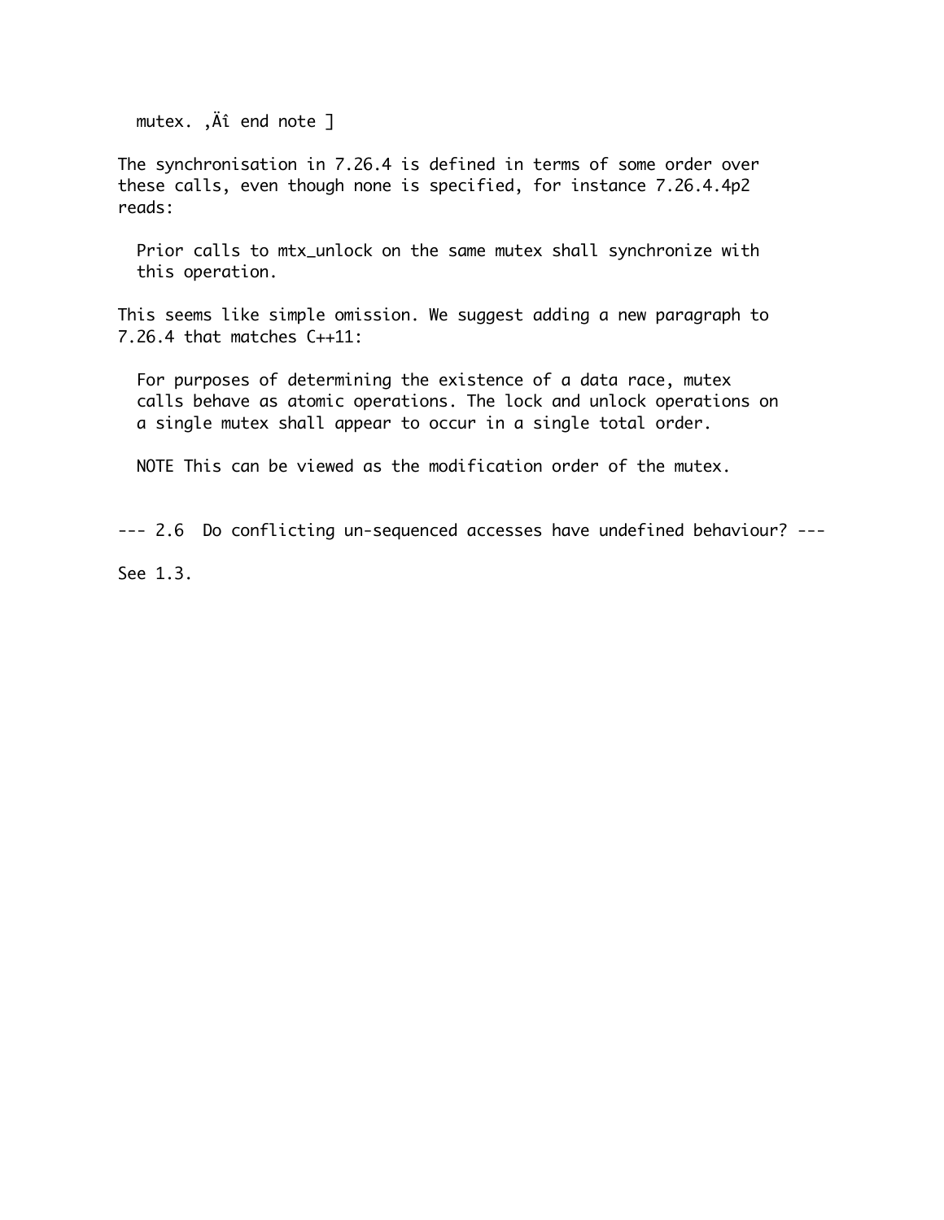mutex. ,Äî end note ]

The synchronisation in 7.26.4 is defined in terms of some order over these calls, even though none is specified, for instance 7.26.4.4p2 reads:

> Prior calls to mtx_unlock on the same mutex shall synchronize with this operation.

This seems like simple omission. We suggest adding a new paragraph to 7.26.4 that matches C++11:

> For purposes of determining the existence of a data race, mutex calls behave as atomic operations. The lock and unlock operations on a single mutex shall appear to occur in a single total order.
>
> NOTE This can be viewed as the modification order of the mutex.

--- 2.6 Do conflicting un-sequenced accesses have undefined behaviour? ---

See 1.3.